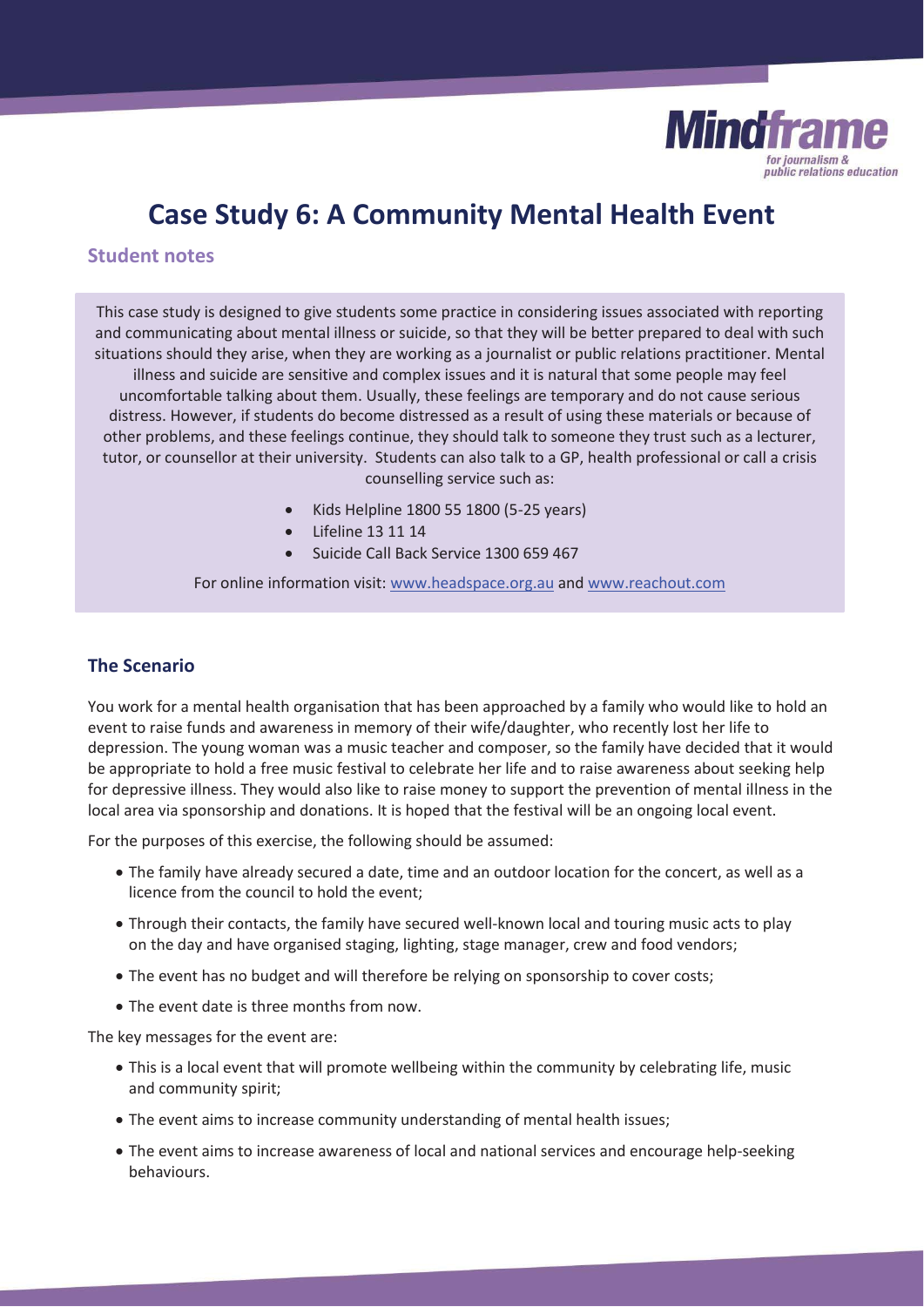# Case Study 6: A Community Mental Health Event

## Student notes

This case study is designed to give students some practice in considering issues associated with reporting and communicating about mental illness or suicide, so that they will be better prepared to deal with such situations should they arise, when they are working as a journalist or public relations practitioner. Mental illness and suicide are sensitive and complex issues and it is natural that some people may feel uncomfortable talking about them. Usually, these feelings are temporary and do not cause serious distress. However, if students do become distressed as a result of using these materials or because of other problems, and these feelings continue, they should talk to someone they trust such as a lecturer, tutor, or counsellor at their university. Students can also talk to a GP, health professional or call a crisis counselling service such as:

- Kids Helpline 1800 55 1800 (5-25 years)
- Lifeline 13 11 14
- Suicide Call Back Service 1300 659 467

For online information visit: www.headspace.org.au and www.reachout.com

### The Scenario

You work for a mental health organisation that has been approached by a family who would like to hold an event to raise funds and awareness in memory of their wife/daughter, who recently lost her life to depression. The young woman was a music teacher and composer, so the family have decided that it would be appropriate to hold a free music festival to celebrate her life and to raise awareness about seeking help for depressive illness. They would also like to raise money to support the prevention of mental illness in the local area via sponsorship and donations. It is hoped that the festival will be an ongoing local event.

For the purposes of this exercise, the following should be assumed:

- The family have already secured a date, time and an outdoor location for the concert, as well as a licence from the council to hold the event;
- Through their contacts, the family have secured well-known local and touring music acts to play on the day and have organised staging, lighting, stage manager, crew and food vendors;
- The event has no budget and will therefore be relying on sponsorship to cover costs;
- The event date is three months from now.

The key messages for the event are:

- This is a local event that will promote wellbeing within the community by celebrating life, music and community spirit;
- The event aims to increase community understanding of mental health issues;
- The event aims to increase awareness of local and national services and encourage help-seeking behaviours.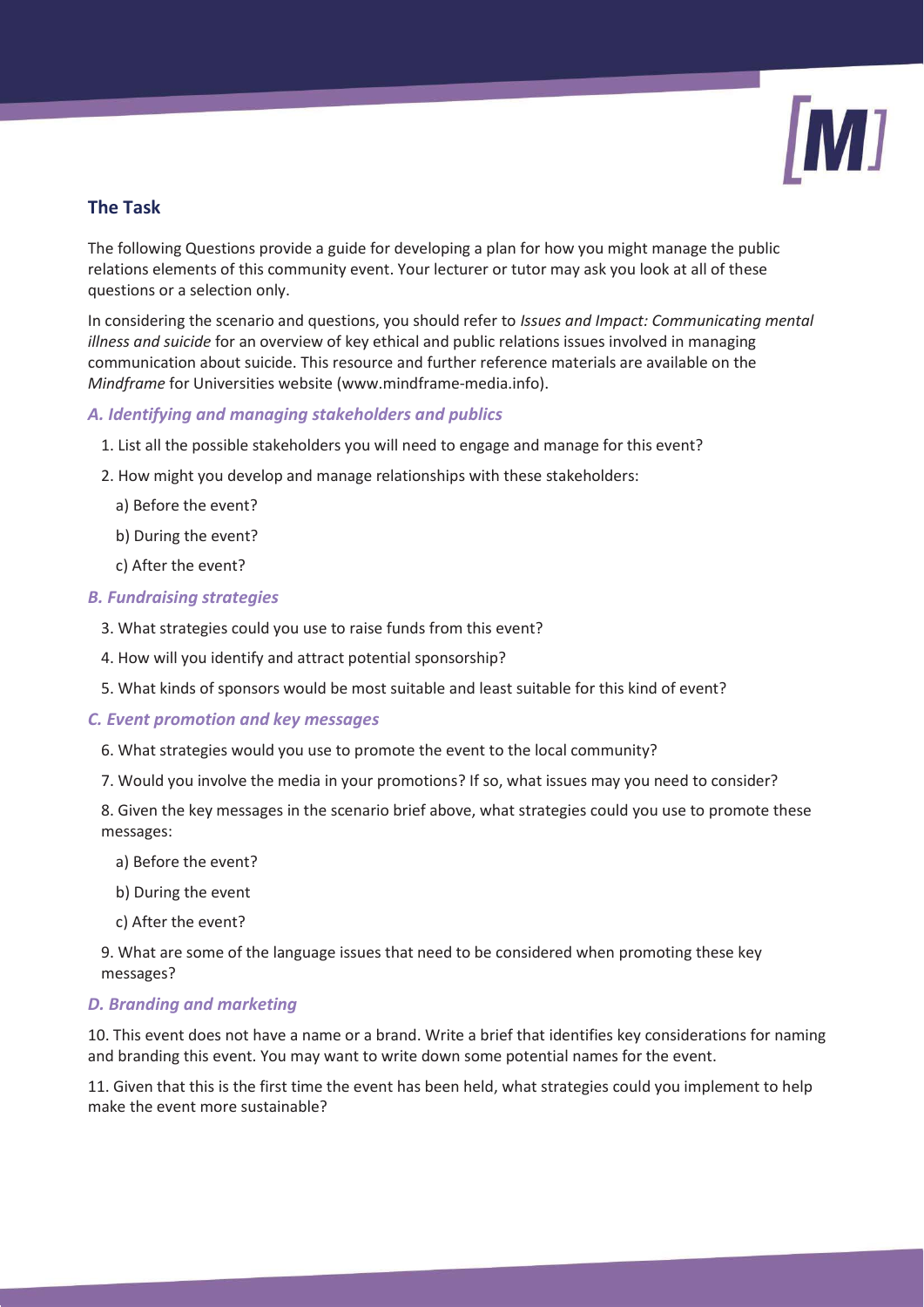## The Task

The following Questions provide a guide for developing a plan for how you might manage the public relations elements of this community event. Your lecturer or tutor may ask you look at all of these questions or a selection only.

In considering the scenario and questions, you should refer to *Issues and Impact: Communicating mental illness and suicide* for an overview of key ethical and public relations issues involved in managing communication about suicide. This resource and further reference materials are available on the *Mindframe* for Universities website (www.mindframe-media.info).

### *A. Identifying and managing stakeholders and publics*

1. List all the possible stakeholders you will need to engage and manage for this event?
2. How might you develop and manage relationships with these stakeholders:
   a) Before the event?
   b) During the event?
   c) After the event?

### *B. Fundraising strategies*

3. What strategies could you use to raise funds from this event?
4. How will you identify and attract potential sponsorship?
5. What kinds of sponsors would be most suitable and least suitable for this kind of event?

### *C. Event promotion and key messages*

6. What strategies would you use to promote the event to the local community?
7. Would you involve the media in your promotions? If so, what issues may you need to consider?
8. Given the key messages in the scenario brief above, what strategies could you use to promote these messages:
   a) Before the event?
   b) During the event
   c) After the event?
9. What are some of the language issues that need to be considered when promoting these key messages?

### *D. Branding and marketing*

10. This event does not have a name or a brand. Write a brief that identifies key considerations for naming and branding this event. You may want to write down some potential names for the event.

11. Given that this is the first time the event has been held, what strategies could you implement to help make the event more sustainable?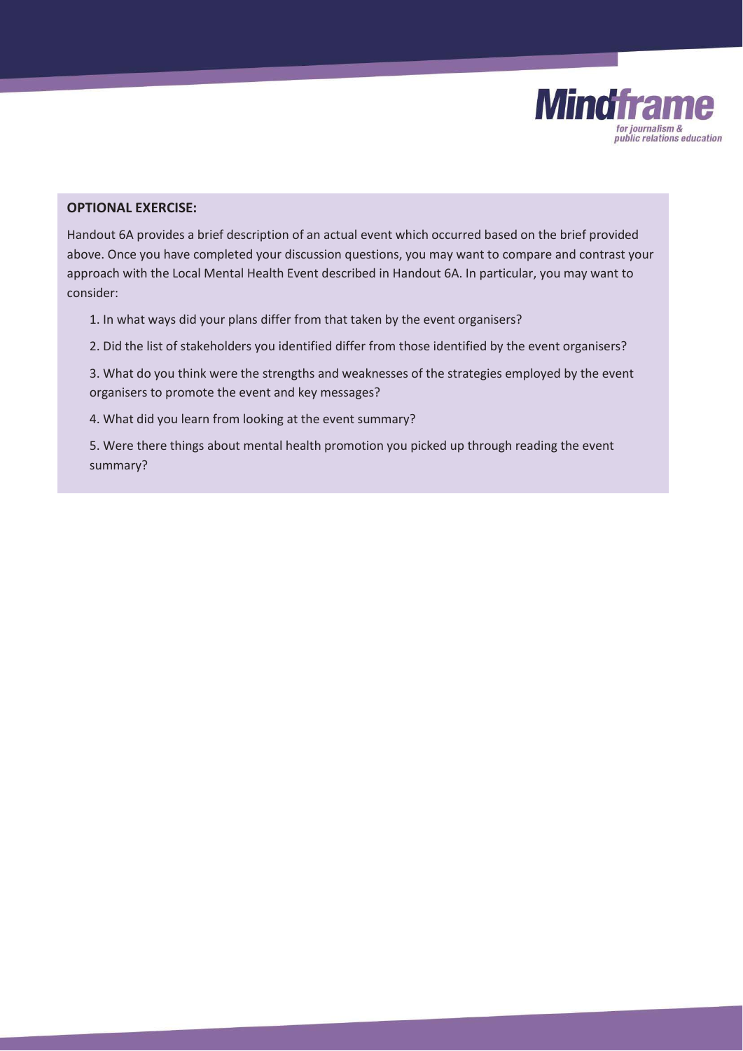**OPTIONAL EXERCISE:**

Handout 6A provides a brief description of an actual event which occurred based on the brief provided above. Once you have completed your discussion questions, you may want to compare and contrast your approach with the Local Mental Health Event described in Handout 6A. In particular, you may want to consider:

1. In what ways did your plans differ from that taken by the event organisers?
2. Did the list of stakeholders you identified differ from those identified by the event organisers?
3. What do you think were the strengths and weaknesses of the strategies employed by the event organisers to promote the event and key messages?
4. What did you learn from looking at the event summary?
5. Were there things about mental health promotion you picked up through reading the event summary?